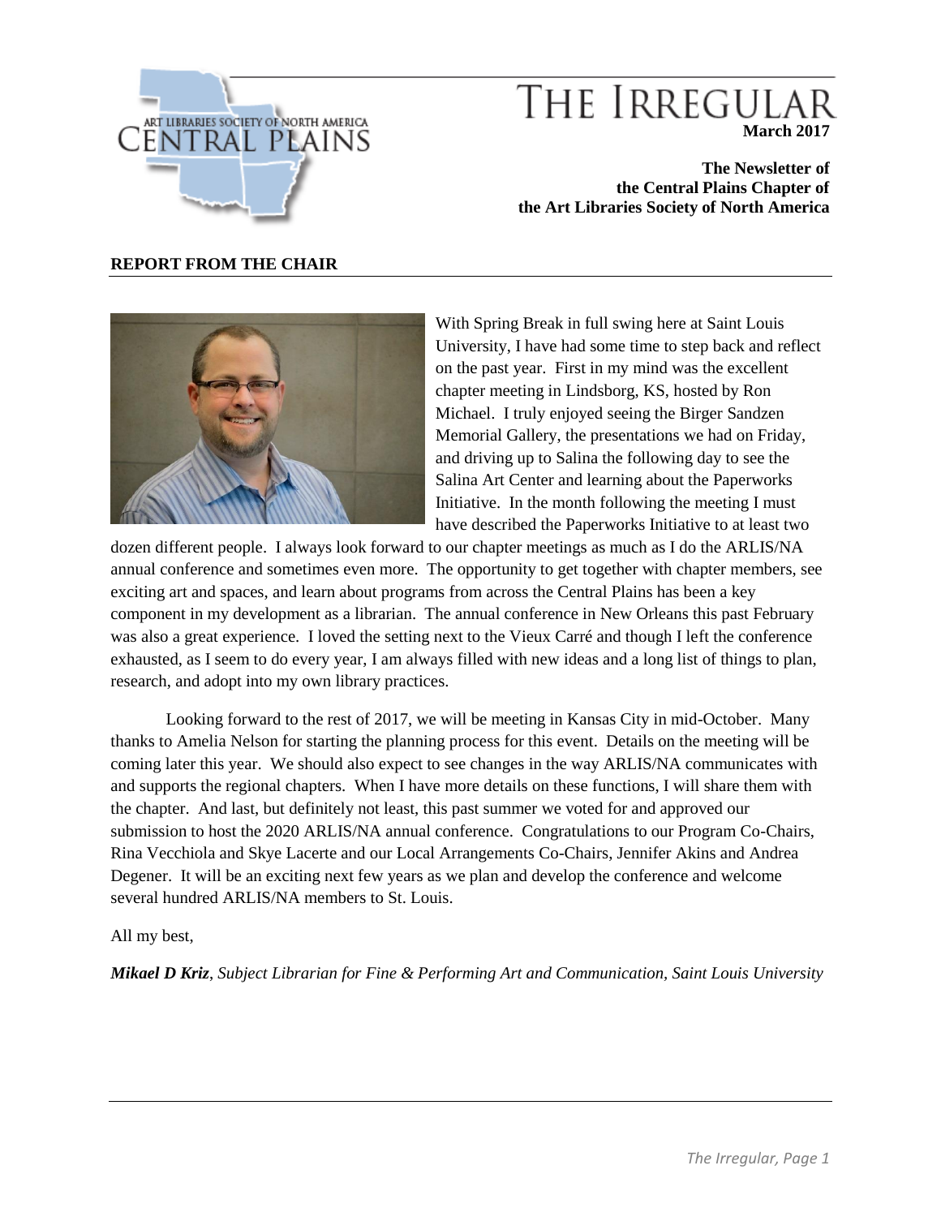# THE IRREGULAR

**March 2017**

**The Newsletter of the Central Plains Chapter of the Art Libraries Society of North America**

## REPORT FROM THE CHAIR

With Spring Break in full swing here at Saint Louis University, I have had some time to step back and reflect on the past year. First in my mind was the excellent chapter meeting in Lindsborg, KS, hosted by Ron Michael. I truly enjoyed seeing the Birger Sandzen Memorial Gallery, the presentations we had on Friday, and driving up to Salina the following day to see the Salina Art Center and learning about the Paperworks Initiative. In the month following the meeting I must have described the Paperworks Initiative to at least two dozen different people. I always look forward to our chapter meetings as much as I do the ARLIS/NA annual conference and sometimes even more. The opportunity to get together with chapter members, see exciting art and spaces, and learn about programs from across the Central Plains has been a key component in my development as a librarian. The annual conference in New Orleans this past February was also a great experience. I loved the setting next to the Vieux Carré and though I left the conference exhausted, as I seem to do every year, I am always filled with new ideas and a long list of things to plan, research, and adopt into my own library practices.

Looking forward to the rest of 2017, we will be meeting in Kansas City in mid-October. Many thanks to Amelia Nelson for starting the planning process for this event. Details on the meeting will be coming later this year. We should also expect to see changes in the way ARLIS/NA communicates with and supports the regional chapters. When I have more details on these functions, I will share them with the chapter. And last, but definitely not least, this past summer we voted for and approved our submission to host the 2020 ARLIS/NA annual conference. Congratulations to our Program Co-Chairs, Rina Vecchiola and Skye Lacerte and our Local Arrangements Co-Chairs, Jennifer Akins and Andrea Degener. It will be an exciting next few years as we plan and develop the conference and welcome several hundred ARLIS/NA members to St. Louis.

All my best,

***Mikael D Kriz**, Subject Librarian for Fine & Performing Art and Communication, Saint Louis University*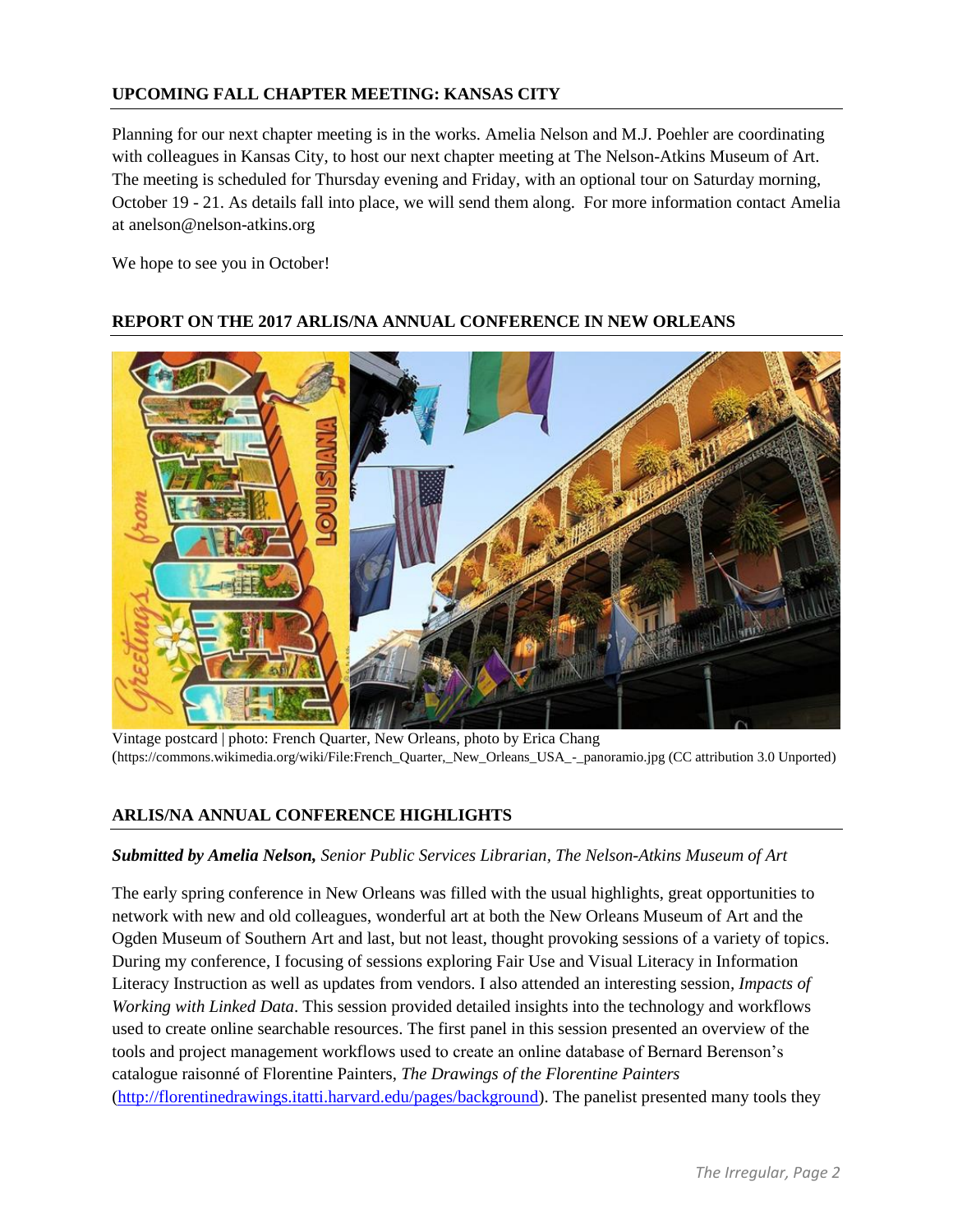## UPCOMING FALL CHAPTER MEETING: KANSAS CITY

Planning for our next chapter meeting is in the works. Amelia Nelson and M.J. Poehler are coordinating with colleagues in Kansas City, to host our next chapter meeting at The Nelson-Atkins Museum of Art. The meeting is scheduled for Thursday evening and Friday, with an optional tour on Saturday morning, October 19 - 21. As details fall into place, we will send them along. For more information contact Amelia at anelson@nelson-atkins.org

We hope to see you in October!

## REPORT ON THE 2017 ARLIS/NA ANNUAL CONFERENCE IN NEW ORLEANS

Vintage postcard | photo: French Quarter, New Orleans, photo by Erica Chang (https://commons.wikimedia.org/wiki/File:French_Quarter,_New_Orleans_USA_-_panoramio.jpg (CC attribution 3.0 Unported)

## ARLIS/NA ANNUAL CONFERENCE HIGHLIGHTS

***Submitted by Amelia Nelson,*** *Senior Public Services Librarian, The Nelson-Atkins Museum of Art*

The early spring conference in New Orleans was filled with the usual highlights, great opportunities to network with new and old colleagues, wonderful art at both the New Orleans Museum of Art and the Ogden Museum of Southern Art and last, but not least, thought provoking sessions of a variety of topics. During my conference, I focusing of sessions exploring Fair Use and Visual Literacy in Information Literacy Instruction as well as updates from vendors. I also attended an interesting session, *Impacts of Working with Linked Data*. This session provided detailed insights into the technology and workflows used to create online searchable resources. The first panel in this session presented an overview of the tools and project management workflows used to create an online database of Bernard Berenson's catalogue raisonné of Florentine Painters, *The Drawings of the Florentine Painters* (http://florentinedrawings.itatti.harvard.edu/pages/background). The panelist presented many tools they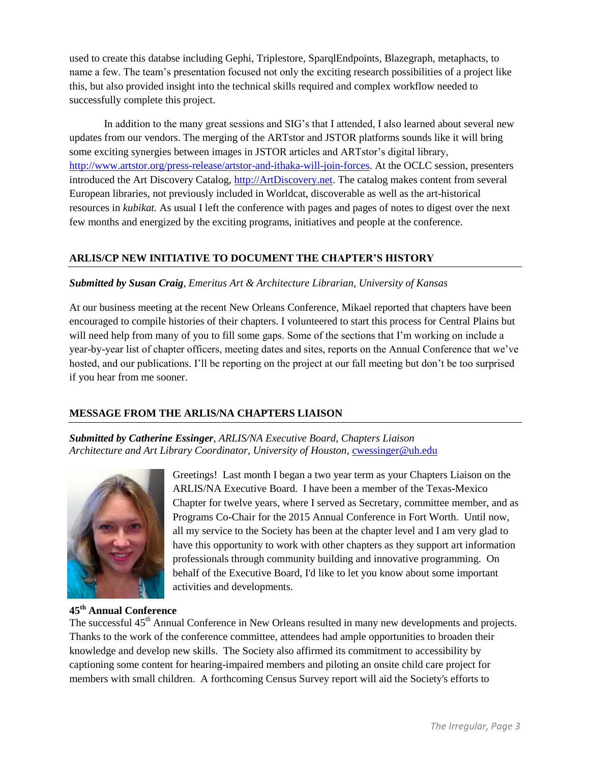used to create this databse including Gephi, Triplestore, SparqlEndpoints, Blazegraph, metaphacts, to name a few. The team's presentation focused not only the exciting research possibilities of a project like this, but also provided insight into the technical skills required and complex workflow needed to successfully complete this project.

In addition to the many great sessions and SIG's that I attended, I also learned about several new updates from our vendors. The merging of the ARTstor and JSTOR platforms sounds like it will bring some exciting synergies between images in JSTOR articles and ARTstor's digital library, http://www.artstor.org/press-release/artstor-and-ithaka-will-join-forces. At the OCLC session, presenters introduced the Art Discovery Catalog, http://ArtDiscovery.net. The catalog makes content from several European libraries, not previously included in Worldcat, discoverable as well as the art-historical resources in *kubikat.* As usual I left the conference with pages and pages of notes to digest over the next few months and energized by the exciting programs, initiatives and people at the conference.

## ARLIS/CP NEW INITIATIVE TO DOCUMENT THE CHAPTER'S HISTORY

***Submitted by Susan Craig****, Emeritus Art & Architecture Librarian, University of Kansas*

At our business meeting at the recent New Orleans Conference, Mikael reported that chapters have been encouraged to compile histories of their chapters. I volunteered to start this process for Central Plains but will need help from many of you to fill some gaps. Some of the sections that I'm working on include a year-by-year list of chapter officers, meeting dates and sites, reports on the Annual Conference that we've hosted, and our publications. I'll be reporting on the project at our fall meeting but don't be too surprised if you hear from me sooner.

## MESSAGE FROM THE ARLIS/NA CHAPTERS LIAISON

***Submitted by Catherine Essinger****, ARLIS/NA Executive Board, Chapters Liaison*
*Architecture and Art Library Coordinator, University of Houston*, cwessinger@uh.edu

Greetings! Last month I began a two year term as your Chapters Liaison on the ARLIS/NA Executive Board. I have been a member of the Texas-Mexico Chapter for twelve years, where I served as Secretary, committee member, and as Programs Co-Chair for the 2015 Annual Conference in Fort Worth. Until now, all my service to the Society has been at the chapter level and I am very glad to have this opportunity to work with other chapters as they support art information professionals through community building and innovative programming. On behalf of the Executive Board, I'd like to let you know about some important activities and developments.

### 45th Annual Conference

The successful 45th Annual Conference in New Orleans resulted in many new developments and projects. Thanks to the work of the conference committee, attendees had ample opportunities to broaden their knowledge and develop new skills. The Society also affirmed its commitment to accessibility by captioning some content for hearing-impaired members and piloting an onsite child care project for members with small children. A forthcoming Census Survey report will aid the Society's efforts to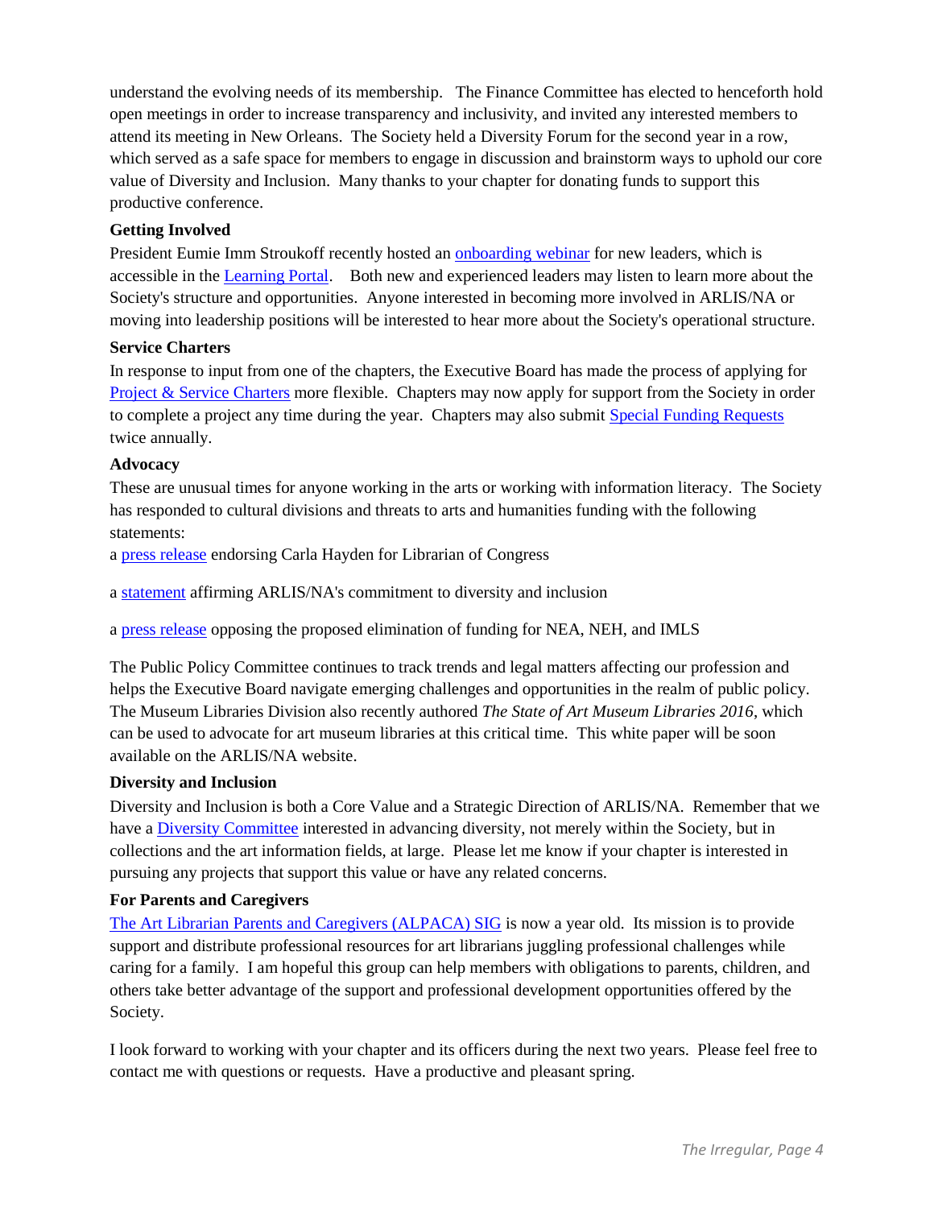understand the evolving needs of its membership. The Finance Committee has elected to henceforth hold open meetings in order to increase transparency and inclusivity, and invited any interested members to attend its meeting in New Orleans. The Society held a Diversity Forum for the second year in a row, which served as a safe space for members to engage in discussion and brainstorm ways to uphold our core value of Diversity and Inclusion. Many thanks to your chapter for donating funds to support this productive conference.

**Getting Involved**

President Eumie Imm Stroukoff recently hosted an onboarding webinar for new leaders, which is accessible in the Learning Portal. Both new and experienced leaders may listen to learn more about the Society's structure and opportunities. Anyone interested in becoming more involved in ARLIS/NA or moving into leadership positions will be interested to hear more about the Society's operational structure.

**Service Charters**

In response to input from one of the chapters, the Executive Board has made the process of applying for Project & Service Charters more flexible. Chapters may now apply for support from the Society in order to complete a project any time during the year. Chapters may also submit Special Funding Requests twice annually.

**Advocacy**

These are unusual times for anyone working in the arts or working with information literacy. The Society has responded to cultural divisions and threats to arts and humanities funding with the following statements:

a press release endorsing Carla Hayden for Librarian of Congress

a statement affirming ARLIS/NA's commitment to diversity and inclusion

a press release opposing the proposed elimination of funding for NEA, NEH, and IMLS

The Public Policy Committee continues to track trends and legal matters affecting our profession and helps the Executive Board navigate emerging challenges and opportunities in the realm of public policy. The Museum Libraries Division also recently authored *The State of Art Museum Libraries 2016*, which can be used to advocate for art museum libraries at this critical time. This white paper will be soon available on the ARLIS/NA website.

**Diversity and Inclusion**

Diversity and Inclusion is both a Core Value and a Strategic Direction of ARLIS/NA. Remember that we have a Diversity Committee interested in advancing diversity, not merely within the Society, but in collections and the art information fields, at large. Please let me know if your chapter is interested in pursuing any projects that support this value or have any related concerns.

**For Parents and Caregivers**

The Art Librarian Parents and Caregivers (ALPACA) SIG is now a year old. Its mission is to provide support and distribute professional resources for art librarians juggling professional challenges while caring for a family. I am hopeful this group can help members with obligations to parents, children, and others take better advantage of the support and professional development opportunities offered by the Society.

I look forward to working with your chapter and its officers during the next two years. Please feel free to contact me with questions or requests. Have a productive and pleasant spring.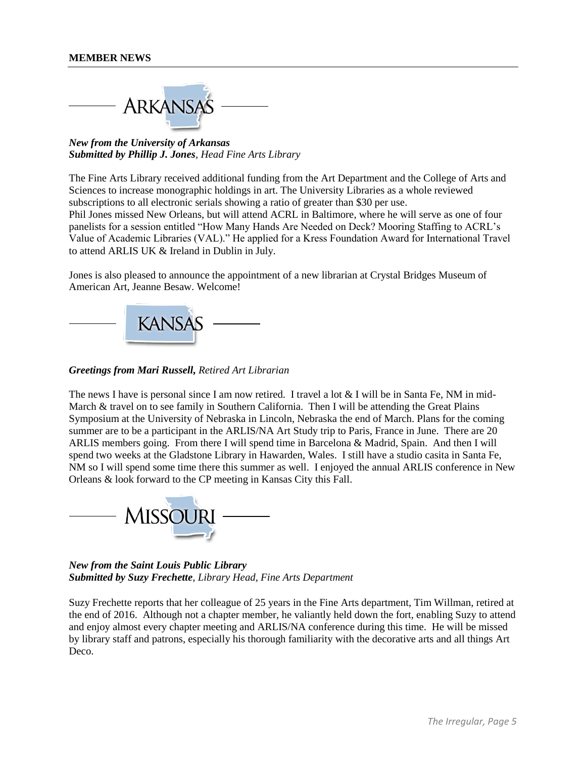## MEMBER NEWS

### ARKANSAS

***New from the University of Arkansas***
***Submitted by Phillip J. Jones**, Head Fine Arts Library*

The Fine Arts Library received additional funding from the Art Department and the College of Arts and Sciences to increase monographic holdings in art. The University Libraries as a whole reviewed subscriptions to all electronic serials showing a ratio of greater than $30 per use.
Phil Jones missed New Orleans, but will attend ACRL in Baltimore, where he will serve as one of four panelists for a session entitled "How Many Hands Are Needed on Deck? Mooring Staffing to ACRL's Value of Academic Libraries (VAL)." He applied for a Kress Foundation Award for International Travel to attend ARLIS UK & Ireland in Dublin in July.

Jones is also pleased to announce the appointment of a new librarian at Crystal Bridges Museum of American Art, Jeanne Besaw. Welcome!

### KANSAS

***Greetings from Mari Russell,** Retired Art Librarian*

The news I have is personal since I am now retired. I travel a lot & I will be in Santa Fe, NM in mid-March & travel on to see family in Southern California. Then I will be attending the Great Plains Symposium at the University of Nebraska in Lincoln, Nebraska the end of March. Plans for the coming summer are to be a participant in the ARLIS/NA Art Study trip to Paris, France in June. There are 20 ARLIS members going. From there I will spend time in Barcelona & Madrid, Spain. And then I will spend two weeks at the Gladstone Library in Hawarden, Wales. I still have a studio casita in Santa Fe, NM so I will spend some time there this summer as well. I enjoyed the annual ARLIS conference in New Orleans & look forward to the CP meeting in Kansas City this Fall.

### MISSOURI

***New from the Saint Louis Public Library***
***Submitted by Suzy Frechette**, Library Head, Fine Arts Department*

Suzy Frechette reports that her colleague of 25 years in the Fine Arts department, Tim Willman, retired at the end of 2016. Although not a chapter member, he valiantly held down the fort, enabling Suzy to attend and enjoy almost every chapter meeting and ARLIS/NA conference during this time. He will be missed by library staff and patrons, especially his thorough familiarity with the decorative arts and all things Art Deco.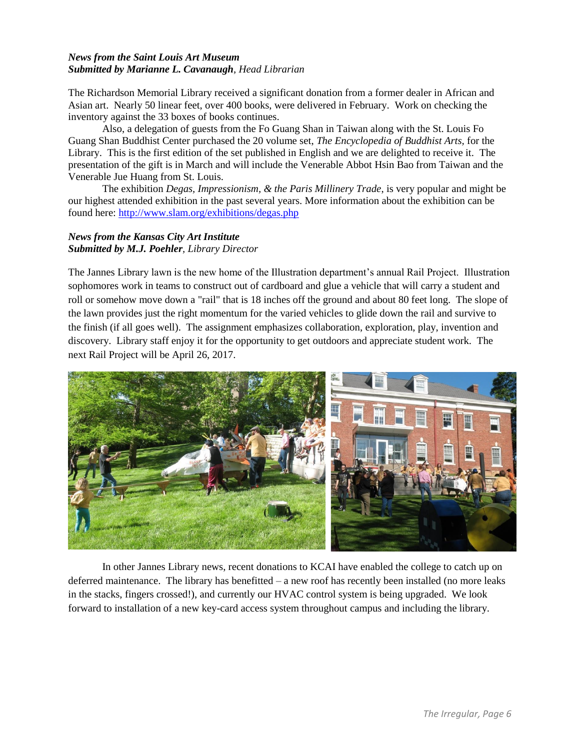***News from the Saint Louis Art Museum***
***Submitted by Marianne L. Cavanaugh**, Head Librarian*

The Richardson Memorial Library received a significant donation from a former dealer in African and Asian art. Nearly 50 linear feet, over 400 books, were delivered in February. Work on checking the inventory against the 33 boxes of books continues.

Also, a delegation of guests from the Fo Guang Shan in Taiwan along with the St. Louis Fo Guang Shan Buddhist Center purchased the 20 volume set, *The Encyclopedia of Buddhist Arts,* for the Library. This is the first edition of the set published in English and we are delighted to receive it. The presentation of the gift is in March and will include the Venerable Abbot Hsin Bao from Taiwan and the Venerable Jue Huang from St. Louis.

The exhibition *Degas, Impressionism, & the Paris Millinery Trade*, is very popular and might be our highest attended exhibition in the past several years. More information about the exhibition can be found here: http://www.slam.org/exhibitions/degas.php

***News from the Kansas City Art Institute***
***Submitted by M.J. Poehler**, Library Director*

The Jannes Library lawn is the new home of the Illustration department's annual Rail Project. Illustration sophomores work in teams to construct out of cardboard and glue a vehicle that will carry a student and roll or somehow move down a "rail" that is 18 inches off the ground and about 80 feet long. The slope of the lawn provides just the right momentum for the varied vehicles to glide down the rail and survive to the finish (if all goes well). The assignment emphasizes collaboration, exploration, play, invention and discovery. Library staff enjoy it for the opportunity to get outdoors and appreciate student work. The next Rail Project will be April 26, 2017.

In other Jannes Library news, recent donations to KCAI have enabled the college to catch up on deferred maintenance. The library has benefitted – a new roof has recently been installed (no more leaks in the stacks, fingers crossed!), and currently our HVAC control system is being upgraded. We look forward to installation of a new key-card access system throughout campus and including the library.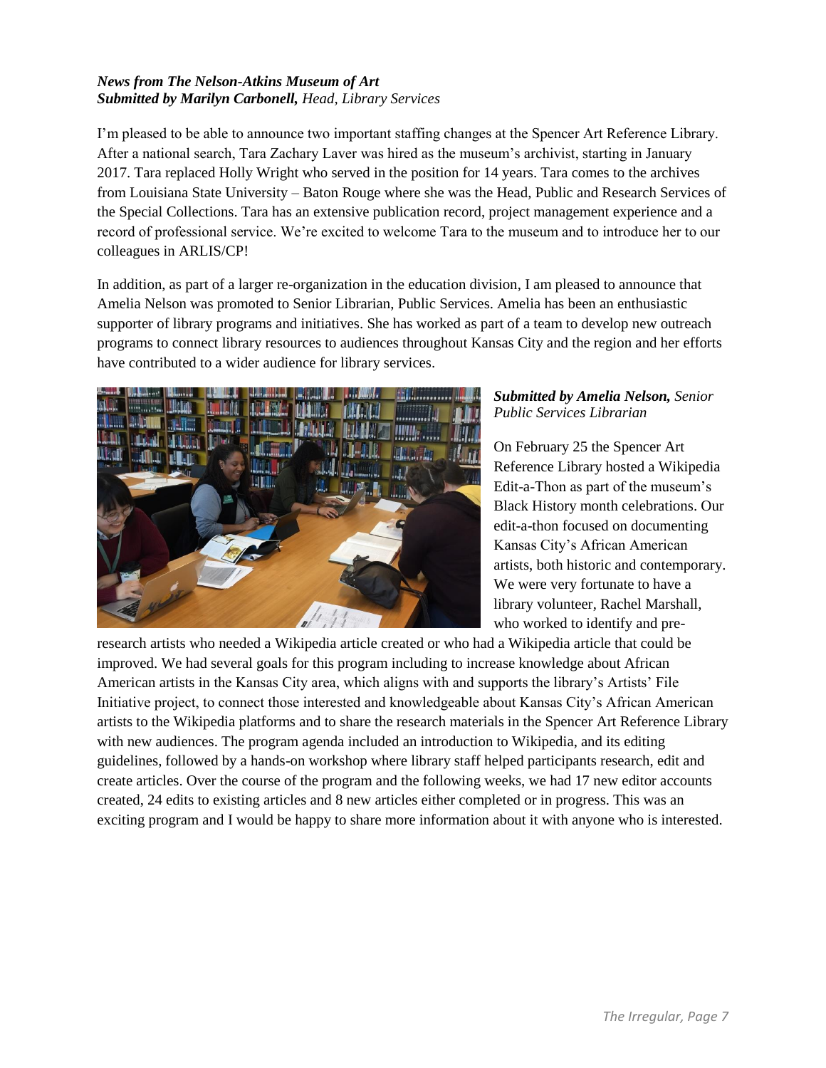***News from The Nelson-Atkins Museum of Art***
***Submitted by Marilyn Carbonell,** Head, Library Services*

I'm pleased to be able to announce two important staffing changes at the Spencer Art Reference Library. After a national search, Tara Zachary Laver was hired as the museum's archivist, starting in January 2017. Tara replaced Holly Wright who served in the position for 14 years. Tara comes to the archives from Louisiana State University – Baton Rouge where she was the Head, Public and Research Services of the Special Collections. Tara has an extensive publication record, project management experience and a record of professional service. We're excited to welcome Tara to the museum and to introduce her to our colleagues in ARLIS/CP!

In addition, as part of a larger re-organization in the education division, I am pleased to announce that Amelia Nelson was promoted to Senior Librarian, Public Services. Amelia has been an enthusiastic supporter of library programs and initiatives. She has worked as part of a team to develop new outreach programs to connect library resources to audiences throughout Kansas City and the region and her efforts have contributed to a wider audience for library services.

***Submitted by Amelia Nelson,** Senior Public Services Librarian*

On February 25 the Spencer Art Reference Library hosted a Wikipedia Edit-a-Thon as part of the museum's Black History month celebrations. Our edit-a-thon focused on documenting Kansas City's African American artists, both historic and contemporary. We were very fortunate to have a library volunteer, Rachel Marshall, who worked to identify and pre-research artists who needed a Wikipedia article created or who had a Wikipedia article that could be improved. We had several goals for this program including to increase knowledge about African American artists in the Kansas City area, which aligns with and supports the library's Artists' File Initiative project, to connect those interested and knowledgeable about Kansas City's African American artists to the Wikipedia platforms and to share the research materials in the Spencer Art Reference Library with new audiences. The program agenda included an introduction to Wikipedia, and its editing guidelines, followed by a hands-on workshop where library staff helped participants research, edit and create articles. Over the course of the program and the following weeks, we had 17 new editor accounts created, 24 edits to existing articles and 8 new articles either completed or in progress. This was an exciting program and I would be happy to share more information about it with anyone who is interested.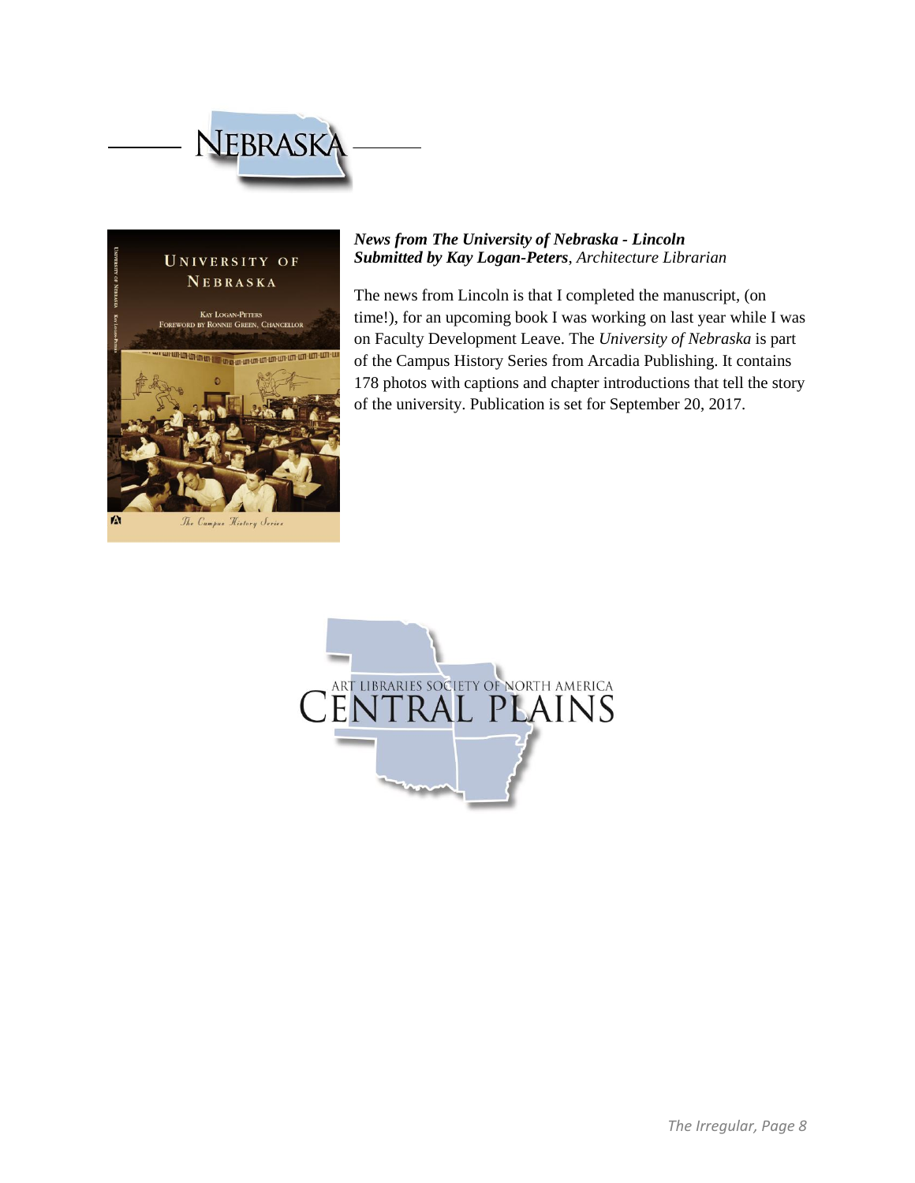# NEBRASKA

***News from The University of Nebraska - Lincoln***
***Submitted by Kay Logan-Peters**, Architecture Librarian*

The news from Lincoln is that I completed the manuscript, (on time!), for an upcoming book I was working on last year while I was on Faculty Development Leave. The *University of Nebraska* is part of the Campus History Series from Arcadia Publishing. It contains 178 photos with captions and chapter introductions that tell the story of the university. Publication is set for September 20, 2017.